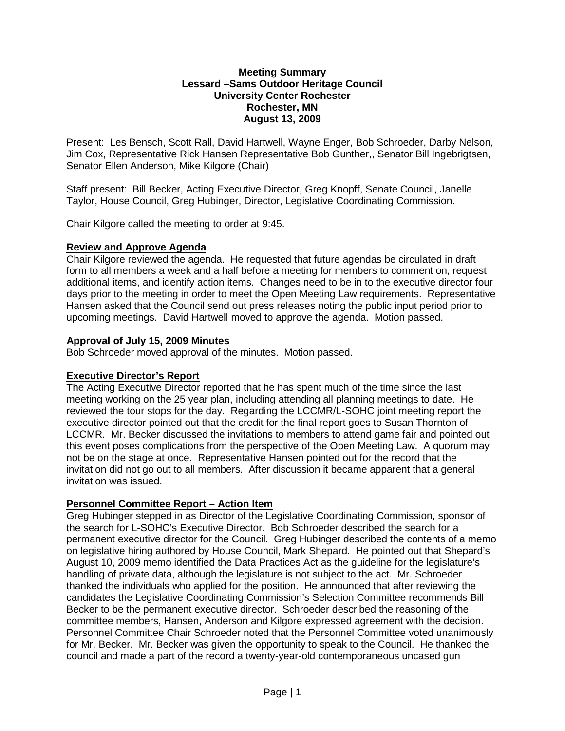**Meeting Summary**
**Lessard –Sams Outdoor Heritage Council**
**University Center Rochester**
**Rochester, MN**
**August 13, 2009**

Present: Les Bensch, Scott Rall, David Hartwell, Wayne Enger, Bob Schroeder, Darby Nelson, Jim Cox, Representative Rick Hansen Representative Bob Gunther,, Senator Bill Ingebrigtsen, Senator Ellen Anderson, Mike Kilgore (Chair)

Staff present: Bill Becker, Acting Executive Director, Greg Knopff, Senate Council, Janelle Taylor, House Council, Greg Hubinger, Director, Legislative Coordinating Commission.

Chair Kilgore called the meeting to order at 9:45.

## Review and Approve Agenda

Chair Kilgore reviewed the agenda. He requested that future agendas be circulated in draft form to all members a week and a half before a meeting for members to comment on, request additional items, and identify action items. Changes need to be in to the executive director four days prior to the meeting in order to meet the Open Meeting Law requirements. Representative Hansen asked that the Council send out press releases noting the public input period prior to upcoming meetings. David Hartwell moved to approve the agenda. Motion passed.

## Approval of July 15, 2009 Minutes

Bob Schroeder moved approval of the minutes. Motion passed.

## Executive Director's Report

The Acting Executive Director reported that he has spent much of the time since the last meeting working on the 25 year plan, including attending all planning meetings to date. He reviewed the tour stops for the day. Regarding the LCCMR/L-SOHC joint meeting report the executive director pointed out that the credit for the final report goes to Susan Thornton of LCCMR. Mr. Becker discussed the invitations to members to attend game fair and pointed out this event poses complications from the perspective of the Open Meeting Law. A quorum may not be on the stage at once. Representative Hansen pointed out for the record that the invitation did not go out to all members. After discussion it became apparent that a general invitation was issued.

## Personnel Committee Report – Action Item

Greg Hubinger stepped in as Director of the Legislative Coordinating Commission, sponsor of the search for L-SOHC's Executive Director. Bob Schroeder described the search for a permanent executive director for the Council. Greg Hubinger described the contents of a memo on legislative hiring authored by House Council, Mark Shepard. He pointed out that Shepard's August 10, 2009 memo identified the Data Practices Act as the guideline for the legislature's handling of private data, although the legislature is not subject to the act. Mr. Schroeder thanked the individuals who applied for the position. He announced that after reviewing the candidates the Legislative Coordinating Commission's Selection Committee recommends Bill Becker to be the permanent executive director. Schroeder described the reasoning of the committee members, Hansen, Anderson and Kilgore expressed agreement with the decision. Personnel Committee Chair Schroeder noted that the Personnel Committee voted unanimously for Mr. Becker. Mr. Becker was given the opportunity to speak to the Council. He thanked the council and made a part of the record a twenty-year-old contemporaneous uncased gun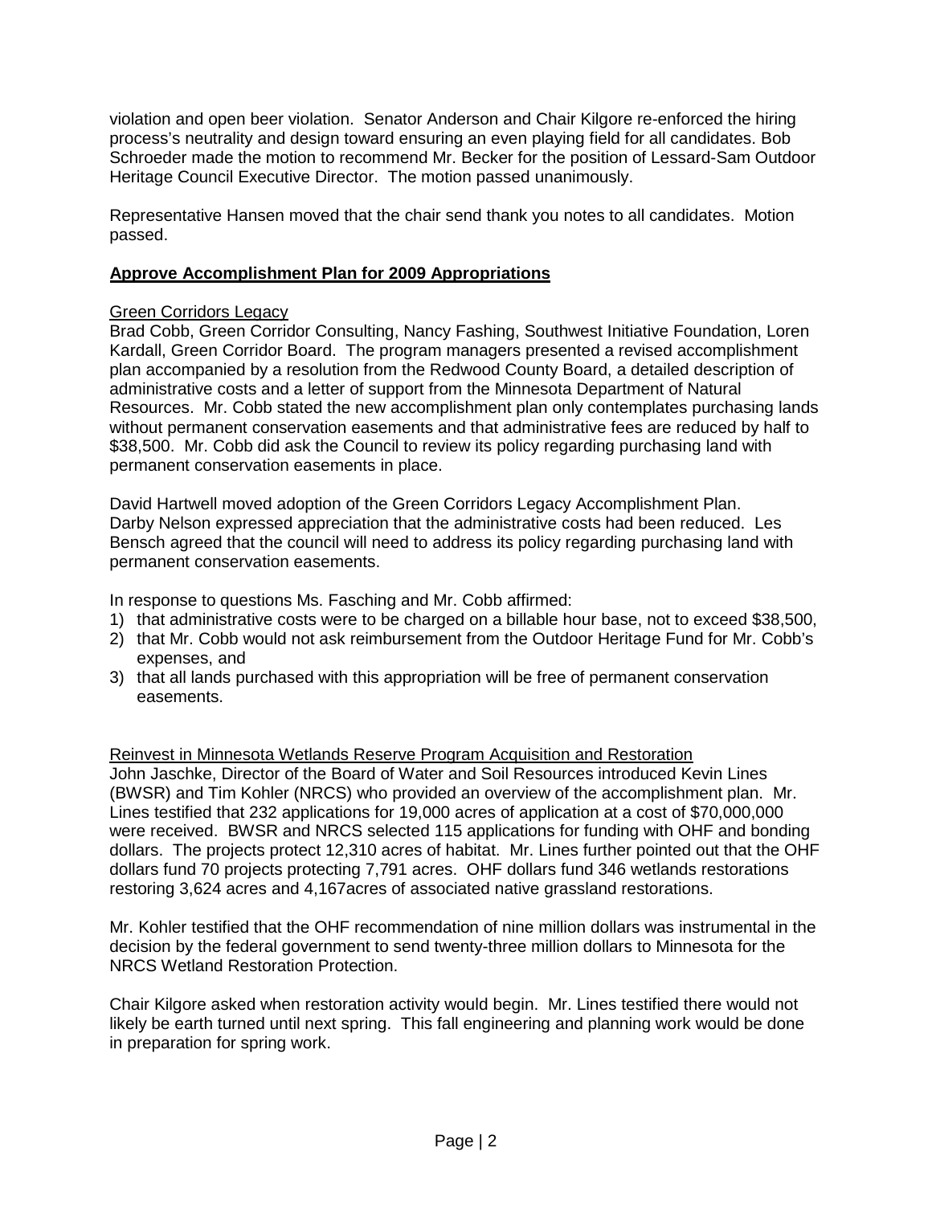violation and open beer violation. Senator Anderson and Chair Kilgore re-enforced the hiring process's neutrality and design toward ensuring an even playing field for all candidates. Bob Schroeder made the motion to recommend Mr. Becker for the position of Lessard-Sam Outdoor Heritage Council Executive Director. The motion passed unanimously.

Representative Hansen moved that the chair send thank you notes to all candidates. Motion passed.

## Approve Accomplishment Plan for 2009 Appropriations

### Green Corridors Legacy

Brad Cobb, Green Corridor Consulting, Nancy Fashing, Southwest Initiative Foundation, Loren Kardall, Green Corridor Board. The program managers presented a revised accomplishment plan accompanied by a resolution from the Redwood County Board, a detailed description of administrative costs and a letter of support from the Minnesota Department of Natural Resources. Mr. Cobb stated the new accomplishment plan only contemplates purchasing lands without permanent conservation easements and that administrative fees are reduced by half to $38,500. Mr. Cobb did ask the Council to review its policy regarding purchasing land with permanent conservation easements in place.

David Hartwell moved adoption of the Green Corridors Legacy Accomplishment Plan. Darby Nelson expressed appreciation that the administrative costs had been reduced. Les Bensch agreed that the council will need to address its policy regarding purchasing land with permanent conservation easements.

In response to questions Ms. Fasching and Mr. Cobb affirmed:

1) that administrative costs were to be charged on a billable hour base, not to exceed $38,500,
2) that Mr. Cobb would not ask reimbursement from the Outdoor Heritage Fund for Mr. Cobb's expenses, and
3) that all lands purchased with this appropriation will be free of permanent conservation easements.

### Reinvest in Minnesota Wetlands Reserve Program Acquisition and Restoration

John Jaschke, Director of the Board of Water and Soil Resources introduced Kevin Lines (BWSR) and Tim Kohler (NRCS) who provided an overview of the accomplishment plan. Mr. Lines testified that 232 applications for 19,000 acres of application at a cost of $70,000,000 were received. BWSR and NRCS selected 115 applications for funding with OHF and bonding dollars. The projects protect 12,310 acres of habitat. Mr. Lines further pointed out that the OHF dollars fund 70 projects protecting 7,791 acres. OHF dollars fund 346 wetlands restorations restoring 3,624 acres and 4,167acres of associated native grassland restorations.

Mr. Kohler testified that the OHF recommendation of nine million dollars was instrumental in the decision by the federal government to send twenty-three million dollars to Minnesota for the NRCS Wetland Restoration Protection.

Chair Kilgore asked when restoration activity would begin. Mr. Lines testified there would not likely be earth turned until next spring. This fall engineering and planning work would be done in preparation for spring work.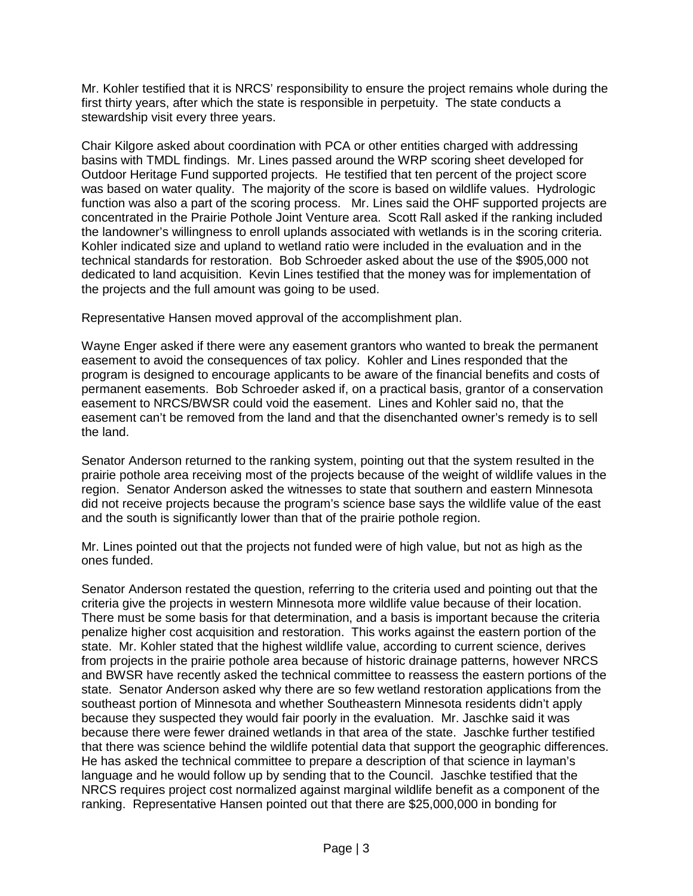Mr. Kohler testified that it is NRCS' responsibility to ensure the project remains whole during the first thirty years, after which the state is responsible in perpetuity. The state conducts a stewardship visit every three years.

Chair Kilgore asked about coordination with PCA or other entities charged with addressing basins with TMDL findings. Mr. Lines passed around the WRP scoring sheet developed for Outdoor Heritage Fund supported projects. He testified that ten percent of the project score was based on water quality. The majority of the score is based on wildlife values. Hydrologic function was also a part of the scoring process. Mr. Lines said the OHF supported projects are concentrated in the Prairie Pothole Joint Venture area. Scott Rall asked if the ranking included the landowner's willingness to enroll uplands associated with wetlands is in the scoring criteria. Kohler indicated size and upland to wetland ratio were included in the evaluation and in the technical standards for restoration. Bob Schroeder asked about the use of the $905,000 not dedicated to land acquisition. Kevin Lines testified that the money was for implementation of the projects and the full amount was going to be used.

Representative Hansen moved approval of the accomplishment plan.

Wayne Enger asked if there were any easement grantors who wanted to break the permanent easement to avoid the consequences of tax policy. Kohler and Lines responded that the program is designed to encourage applicants to be aware of the financial benefits and costs of permanent easements. Bob Schroeder asked if, on a practical basis, grantor of a conservation easement to NRCS/BWSR could void the easement. Lines and Kohler said no, that the easement can't be removed from the land and that the disenchanted owner's remedy is to sell the land.

Senator Anderson returned to the ranking system, pointing out that the system resulted in the prairie pothole area receiving most of the projects because of the weight of wildlife values in the region. Senator Anderson asked the witnesses to state that southern and eastern Minnesota did not receive projects because the program's science base says the wildlife value of the east and the south is significantly lower than that of the prairie pothole region.

Mr. Lines pointed out that the projects not funded were of high value, but not as high as the ones funded.

Senator Anderson restated the question, referring to the criteria used and pointing out that the criteria give the projects in western Minnesota more wildlife value because of their location. There must be some basis for that determination, and a basis is important because the criteria penalize higher cost acquisition and restoration. This works against the eastern portion of the state. Mr. Kohler stated that the highest wildlife value, according to current science, derives from projects in the prairie pothole area because of historic drainage patterns, however NRCS and BWSR have recently asked the technical committee to reassess the eastern portions of the state. Senator Anderson asked why there are so few wetland restoration applications from the southeast portion of Minnesota and whether Southeastern Minnesota residents didn't apply because they suspected they would fair poorly in the evaluation. Mr. Jaschke said it was because there were fewer drained wetlands in that area of the state. Jaschke further testified that there was science behind the wildlife potential data that support the geographic differences. He has asked the technical committee to prepare a description of that science in layman's language and he would follow up by sending that to the Council. Jaschke testified that the NRCS requires project cost normalized against marginal wildlife benefit as a component of the ranking. Representative Hansen pointed out that there are $25,000,000 in bonding for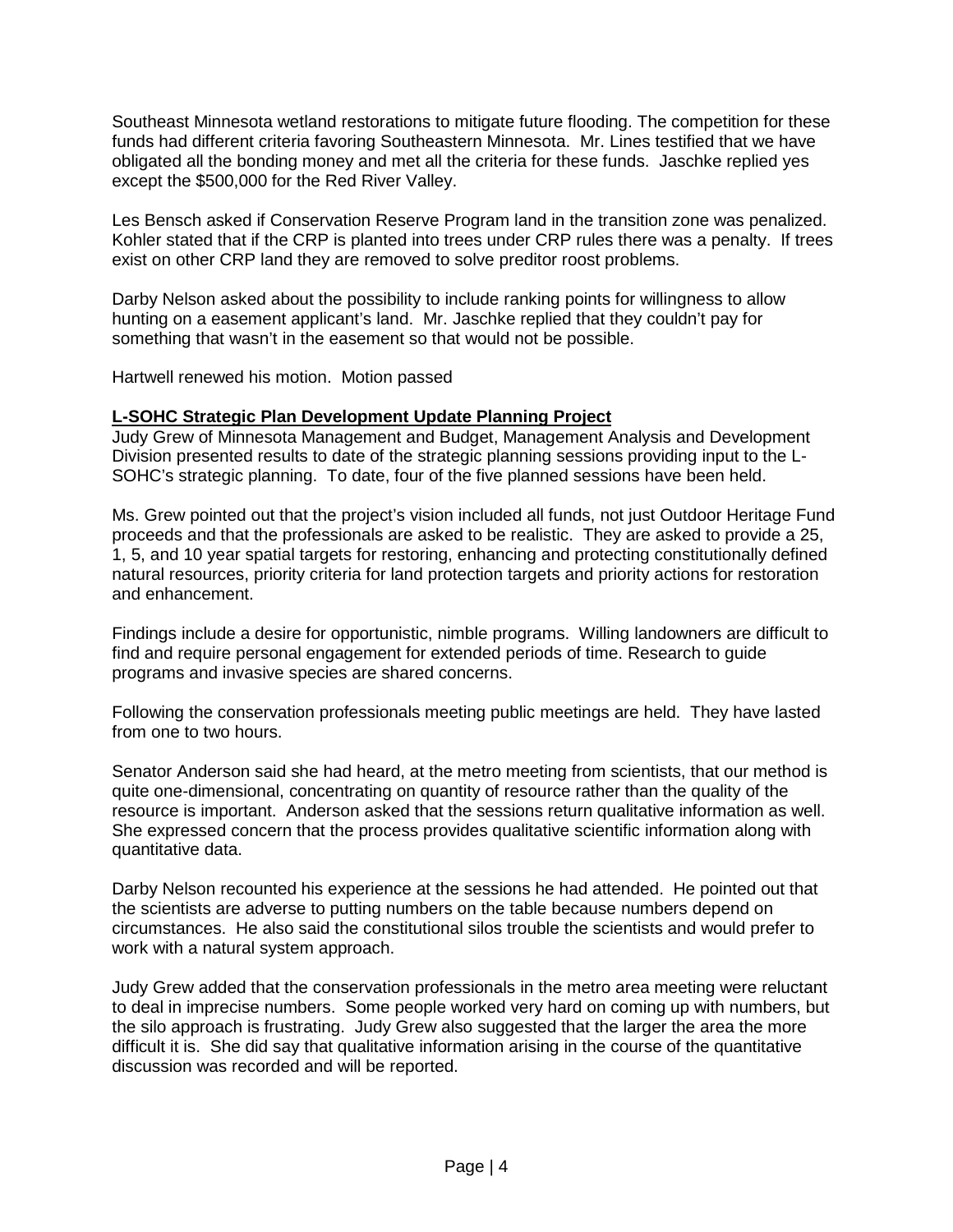Southeast Minnesota wetland restorations to mitigate future flooding. The competition for these funds had different criteria favoring Southeastern Minnesota. Mr. Lines testified that we have obligated all the bonding money and met all the criteria for these funds. Jaschke replied yes except the $500,000 for the Red River Valley.

Les Bensch asked if Conservation Reserve Program land in the transition zone was penalized. Kohler stated that if the CRP is planted into trees under CRP rules there was a penalty. If trees exist on other CRP land they are removed to solve preditor roost problems.

Darby Nelson asked about the possibility to include ranking points for willingness to allow hunting on a easement applicant's land. Mr. Jaschke replied that they couldn't pay for something that wasn't in the easement so that would not be possible.

Hartwell renewed his motion. Motion passed

**L-SOHC Strategic Plan Development Update Planning Project**

Judy Grew of Minnesota Management and Budget, Management Analysis and Development Division presented results to date of the strategic planning sessions providing input to the L-SOHC's strategic planning. To date, four of the five planned sessions have been held.

Ms. Grew pointed out that the project's vision included all funds, not just Outdoor Heritage Fund proceeds and that the professionals are asked to be realistic. They are asked to provide a 25, 1, 5, and 10 year spatial targets for restoring, enhancing and protecting constitutionally defined natural resources, priority criteria for land protection targets and priority actions for restoration and enhancement.

Findings include a desire for opportunistic, nimble programs. Willing landowners are difficult to find and require personal engagement for extended periods of time. Research to guide programs and invasive species are shared concerns.

Following the conservation professionals meeting public meetings are held. They have lasted from one to two hours.

Senator Anderson said she had heard, at the metro meeting from scientists, that our method is quite one-dimensional, concentrating on quantity of resource rather than the quality of the resource is important. Anderson asked that the sessions return qualitative information as well. She expressed concern that the process provides qualitative scientific information along with quantitative data.

Darby Nelson recounted his experience at the sessions he had attended. He pointed out that the scientists are adverse to putting numbers on the table because numbers depend on circumstances. He also said the constitutional silos trouble the scientists and would prefer to work with a natural system approach.

Judy Grew added that the conservation professionals in the metro area meeting were reluctant to deal in imprecise numbers. Some people worked very hard on coming up with numbers, but the silo approach is frustrating. Judy Grew also suggested that the larger the area the more difficult it is. She did say that qualitative information arising in the course of the quantitative discussion was recorded and will be reported.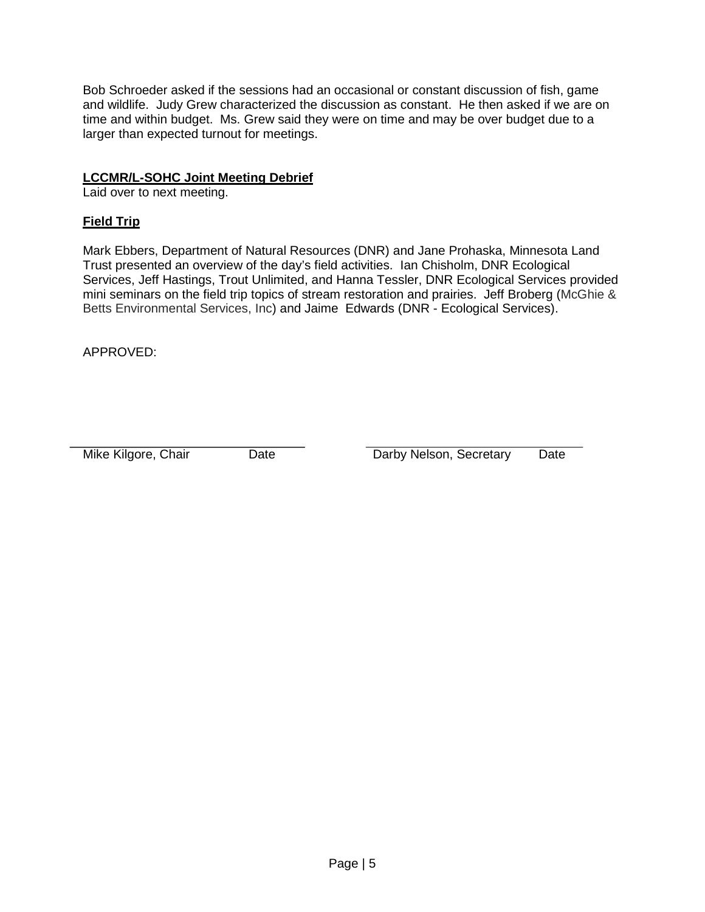Bob Schroeder asked if the sessions had an occasional or constant discussion of fish, game and wildlife. Judy Grew characterized the discussion as constant. He then asked if we are on time and within budget. Ms. Grew said they were on time and may be over budget due to a larger than expected turnout for meetings.

**LCCMR/L-SOHC Joint Meeting Debrief**

Laid over to next meeting.

**Field Trip**

Mark Ebbers, Department of Natural Resources (DNR) and Jane Prohaska, Minnesota Land Trust presented an overview of the day's field activities. Ian Chisholm, DNR Ecological Services, Jeff Hastings, Trout Unlimited, and Hanna Tessler, DNR Ecological Services provided mini seminars on the field trip topics of stream restoration and prairies. Jeff Broberg (McGhie & Betts Environmental Services, Inc) and Jaime Edwards (DNR - Ecological Services).

APPROVED:

| | | | |
|---|---|---|---|
| Mike Kilgore, Chair | Date | Darby Nelson, Secretary | Date |